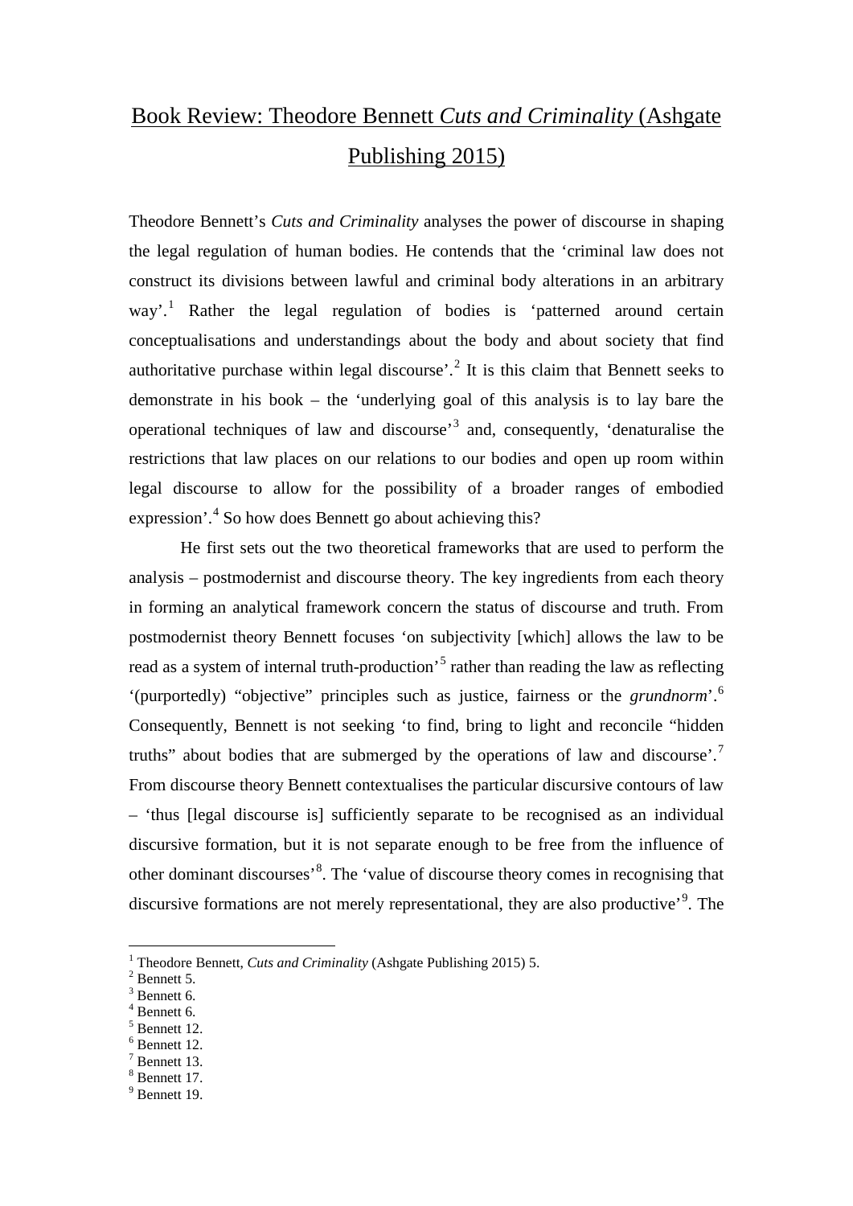# Book Review: Theodore Bennett *Cuts and Criminality* (Ashgate Publishing 2015)

Theodore Bennett's *Cuts and Criminality* analyses the power of discourse in shaping the legal regulation of human bodies. He contends that the 'criminal law does not construct its divisions between lawful and criminal body alterations in an arbitrary way'.[1] Rather the legal regulation of bodies is 'patterned around certain conceptualisations and understandings about the body and about society that find authoritative purchase within legal discourse'.[2] It is this claim that Bennett seeks to demonstrate in his book – the 'underlying goal of this analysis is to lay bare the operational techniques of law and discourse'[3] and, consequently, 'denaturalise the restrictions that law places on our relations to our bodies and open up room within legal discourse to allow for the possibility of a broader ranges of embodied expression'.[4] So how does Bennett go about achieving this?

He first sets out the two theoretical frameworks that are used to perform the analysis – postmodernist and discourse theory. The key ingredients from each theory in forming an analytical framework concern the status of discourse and truth. From postmodernist theory Bennett focuses 'on subjectivity [which] allows the law to be read as a system of internal truth-production'[5] rather than reading the law as reflecting '(purportedly) "objective" principles such as justice, fairness or the *grundnorm*'.[6] Consequently, Bennett is not seeking 'to find, bring to light and reconcile "hidden truths" about bodies that are submerged by the operations of law and discourse'.[7] From discourse theory Bennett contextualises the particular discursive contours of law – 'thus [legal discourse is] sufficiently separate to be recognised as an individual discursive formation, but it is not separate enough to be free from the influence of other dominant discourses'[8]. The 'value of discourse theory comes in recognising that discursive formations are not merely representational, they are also productive'[9]. The

[1] Theodore Bennett, *Cuts and Criminality* (Ashgate Publishing 2015) 5.
[2] Bennett 5.
[3] Bennett 6.
[4] Bennett 6.
[5] Bennett 12.
[6] Bennett 12.
[7] Bennett 13.
[8] Bennett 17.
[9] Bennett 19.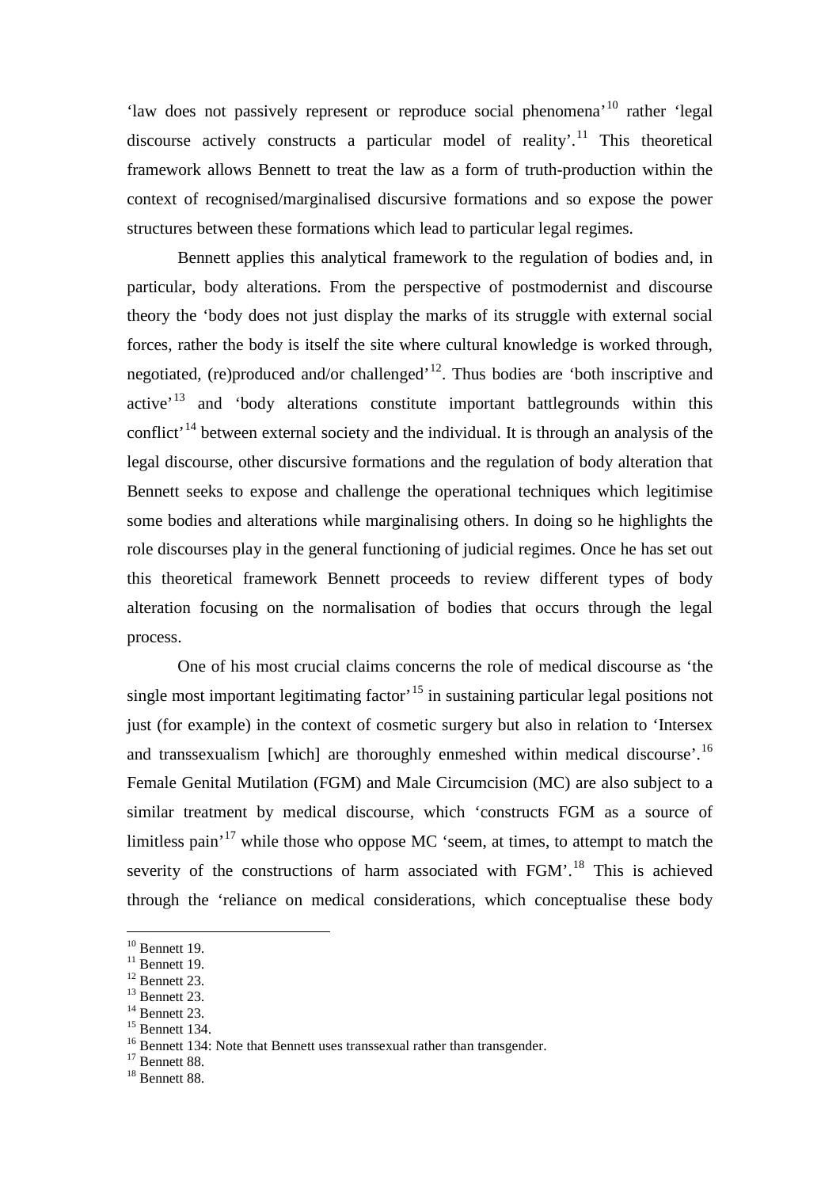'law does not passively represent or reproduce social phenomena'[10] rather 'legal discourse actively constructs a particular model of reality'.[11] This theoretical framework allows Bennett to treat the law as a form of truth-production within the context of recognised/marginalised discursive formations and so expose the power structures between these formations which lead to particular legal regimes.

Bennett applies this analytical framework to the regulation of bodies and, in particular, body alterations. From the perspective of postmodernist and discourse theory the 'body does not just display the marks of its struggle with external social forces, rather the body is itself the site where cultural knowledge is worked through, negotiated, (re)produced and/or challenged'[12]. Thus bodies are 'both inscriptive and active'[13] and 'body alterations constitute important battlegrounds within this conflict'[14] between external society and the individual. It is through an analysis of the legal discourse, other discursive formations and the regulation of body alteration that Bennett seeks to expose and challenge the operational techniques which legitimise some bodies and alterations while marginalising others. In doing so he highlights the role discourses play in the general functioning of judicial regimes. Once he has set out this theoretical framework Bennett proceeds to review different types of body alteration focusing on the normalisation of bodies that occurs through the legal process.

One of his most crucial claims concerns the role of medical discourse as 'the single most important legitimating factor'[15] in sustaining particular legal positions not just (for example) in the context of cosmetic surgery but also in relation to 'Intersex and transsexualism [which] are thoroughly enmeshed within medical discourse'.[16] Female Genital Mutilation (FGM) and Male Circumcision (MC) are also subject to a similar treatment by medical discourse, which 'constructs FGM as a source of limitless pain'[17] while those who oppose MC 'seem, at times, to attempt to match the severity of the constructions of harm associated with FGM'.[18] This is achieved through the 'reliance on medical considerations, which conceptualise these body

---

[10] Bennett 19.
[11] Bennett 19.
[12] Bennett 23.
[13] Bennett 23.
[14] Bennett 23.
[15] Bennett 134.
[16] Bennett 134: Note that Bennett uses transsexual rather than transgender.
[17] Bennett 88.
[18] Bennett 88.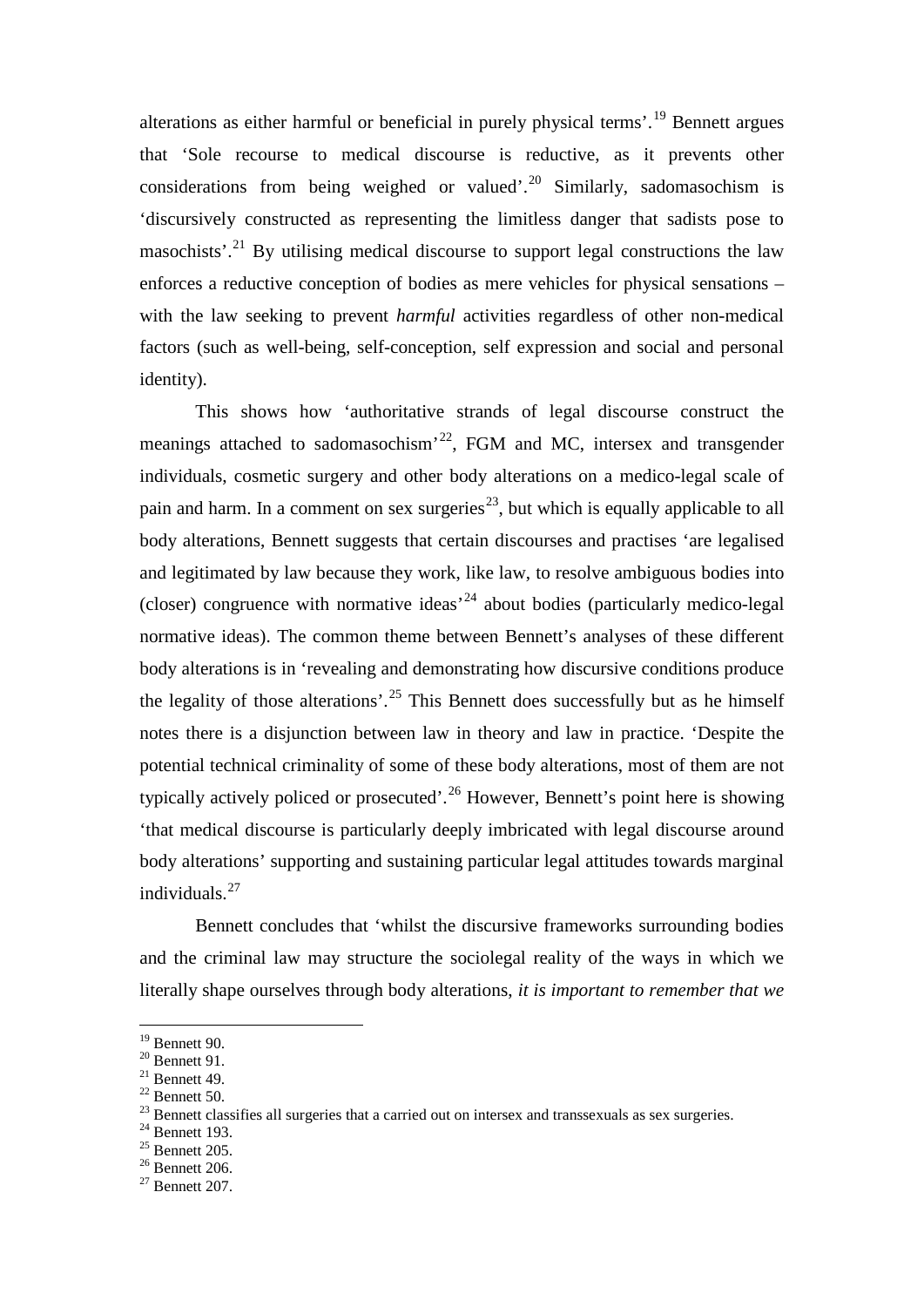alterations as either harmful or beneficial in purely physical terms'.[19] Bennett argues that 'Sole recourse to medical discourse is reductive, as it prevents other considerations from being weighed or valued'.[20] Similarly, sadomasochism is 'discursively constructed as representing the limitless danger that sadists pose to masochists'.[21] By utilising medical discourse to support legal constructions the law enforces a reductive conception of bodies as mere vehicles for physical sensations – with the law seeking to prevent *harmful* activities regardless of other non-medical factors (such as well-being, self-conception, self expression and social and personal identity).

This shows how 'authoritative strands of legal discourse construct the meanings attached to sadomasochism'[22], FGM and MC, intersex and transgender individuals, cosmetic surgery and other body alterations on a medico-legal scale of pain and harm. In a comment on sex surgeries[23], but which is equally applicable to all body alterations, Bennett suggests that certain discourses and practises 'are legalised and legitimated by law because they work, like law, to resolve ambiguous bodies into (closer) congruence with normative ideas'[24] about bodies (particularly medico-legal normative ideas). The common theme between Bennett's analyses of these different body alterations is in 'revealing and demonstrating how discursive conditions produce the legality of those alterations'.[25] This Bennett does successfully but as he himself notes there is a disjunction between law in theory and law in practice. 'Despite the potential technical criminality of some of these body alterations, most of them are not typically actively policed or prosecuted'.[26] However, Bennett's point here is showing 'that medical discourse is particularly deeply imbricated with legal discourse around body alterations' supporting and sustaining particular legal attitudes towards marginal individuals.[27]

Bennett concludes that 'whilst the discursive frameworks surrounding bodies and the criminal law may structure the sociolegal reality of the ways in which we literally shape ourselves through body alterations, *it is important to remember that we*

---

[19] Bennett 90.
[20] Bennett 91.
[21] Bennett 49.
[22] Bennett 50.
[23] Bennett classifies all surgeries that a carried out on intersex and transsexuals as sex surgeries.
[24] Bennett 193.
[25] Bennett 205.
[26] Bennett 206.
[27] Bennett 207.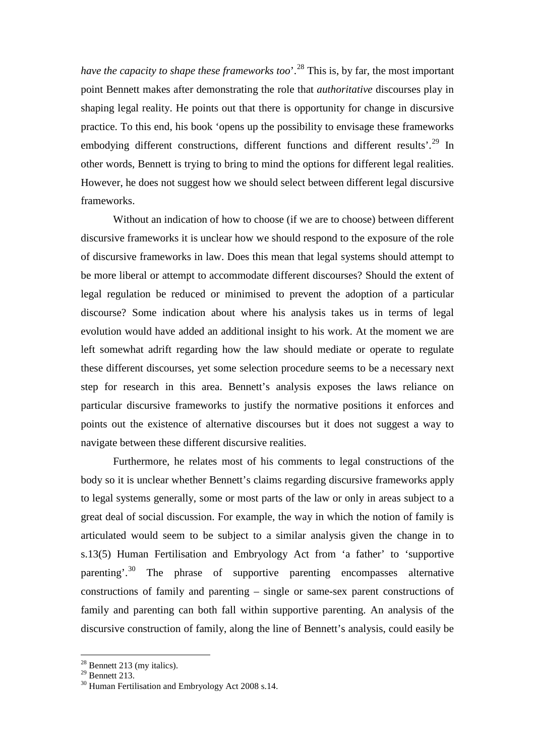*have the capacity to shape these frameworks too*'.[28] This is, by far, the most important point Bennett makes after demonstrating the role that *authoritative* discourses play in shaping legal reality. He points out that there is opportunity for change in discursive practice. To this end, his book 'opens up the possibility to envisage these frameworks embodying different constructions, different functions and different results'.[29] In other words, Bennett is trying to bring to mind the options for different legal realities. However, he does not suggest how we should select between different legal discursive frameworks.

Without an indication of how to choose (if we are to choose) between different discursive frameworks it is unclear how we should respond to the exposure of the role of discursive frameworks in law. Does this mean that legal systems should attempt to be more liberal or attempt to accommodate different discourses? Should the extent of legal regulation be reduced or minimised to prevent the adoption of a particular discourse? Some indication about where his analysis takes us in terms of legal evolution would have added an additional insight to his work. At the moment we are left somewhat adrift regarding how the law should mediate or operate to regulate these different discourses, yet some selection procedure seems to be a necessary next step for research in this area. Bennett's analysis exposes the laws reliance on particular discursive frameworks to justify the normative positions it enforces and points out the existence of alternative discourses but it does not suggest a way to navigate between these different discursive realities.

Furthermore, he relates most of his comments to legal constructions of the body so it is unclear whether Bennett's claims regarding discursive frameworks apply to legal systems generally, some or most parts of the law or only in areas subject to a great deal of social discussion. For example, the way in which the notion of family is articulated would seem to be subject to a similar analysis given the change in to s.13(5) Human Fertilisation and Embryology Act from 'a father' to 'supportive parenting'.[30] The phrase of supportive parenting encompasses alternative constructions of family and parenting – single or same-sex parent constructions of family and parenting can both fall within supportive parenting. An analysis of the discursive construction of family, along the line of Bennett's analysis, could easily be

---

[28] Bennett 213 (my italics).
[29] Bennett 213.
[30] Human Fertilisation and Embryology Act 2008 s.14.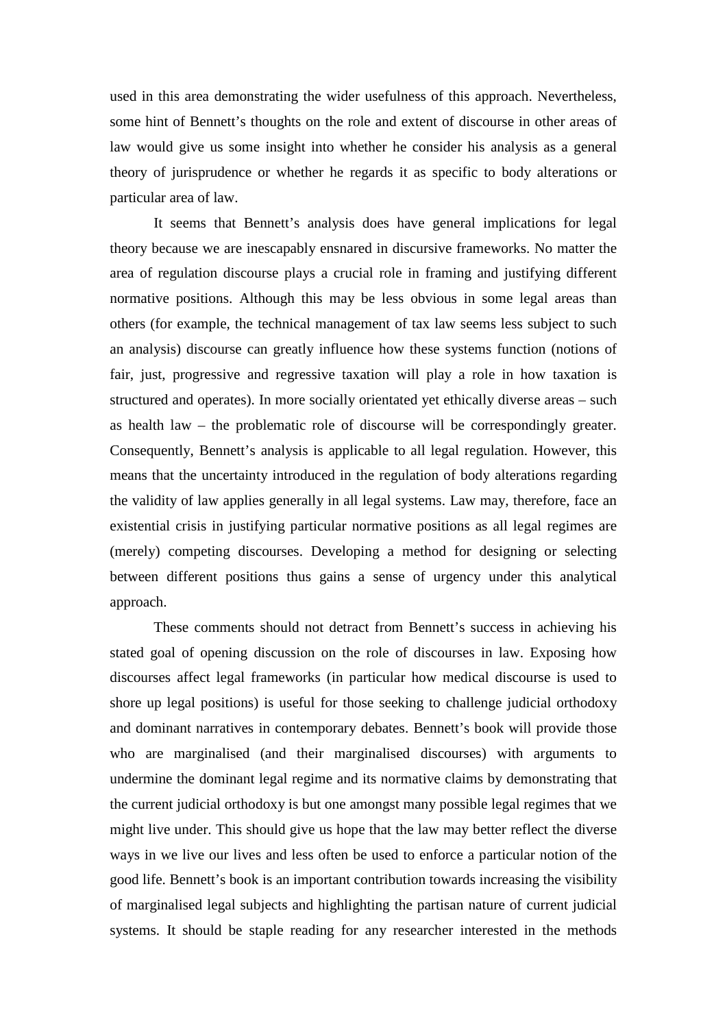used in this area demonstrating the wider usefulness of this approach. Nevertheless, some hint of Bennett's thoughts on the role and extent of discourse in other areas of law would give us some insight into whether he consider his analysis as a general theory of jurisprudence or whether he regards it as specific to body alterations or particular area of law.

It seems that Bennett's analysis does have general implications for legal theory because we are inescapably ensnared in discursive frameworks. No matter the area of regulation discourse plays a crucial role in framing and justifying different normative positions. Although this may be less obvious in some legal areas than others (for example, the technical management of tax law seems less subject to such an analysis) discourse can greatly influence how these systems function (notions of fair, just, progressive and regressive taxation will play a role in how taxation is structured and operates). In more socially orientated yet ethically diverse areas – such as health law – the problematic role of discourse will be correspondingly greater. Consequently, Bennett's analysis is applicable to all legal regulation. However, this means that the uncertainty introduced in the regulation of body alterations regarding the validity of law applies generally in all legal systems. Law may, therefore, face an existential crisis in justifying particular normative positions as all legal regimes are (merely) competing discourses. Developing a method for designing or selecting between different positions thus gains a sense of urgency under this analytical approach.

These comments should not detract from Bennett's success in achieving his stated goal of opening discussion on the role of discourses in law. Exposing how discourses affect legal frameworks (in particular how medical discourse is used to shore up legal positions) is useful for those seeking to challenge judicial orthodoxy and dominant narratives in contemporary debates. Bennett's book will provide those who are marginalised (and their marginalised discourses) with arguments to undermine the dominant legal regime and its normative claims by demonstrating that the current judicial orthodoxy is but one amongst many possible legal regimes that we might live under. This should give us hope that the law may better reflect the diverse ways in we live our lives and less often be used to enforce a particular notion of the good life. Bennett's book is an important contribution towards increasing the visibility of marginalised legal subjects and highlighting the partisan nature of current judicial systems. It should be staple reading for any researcher interested in the methods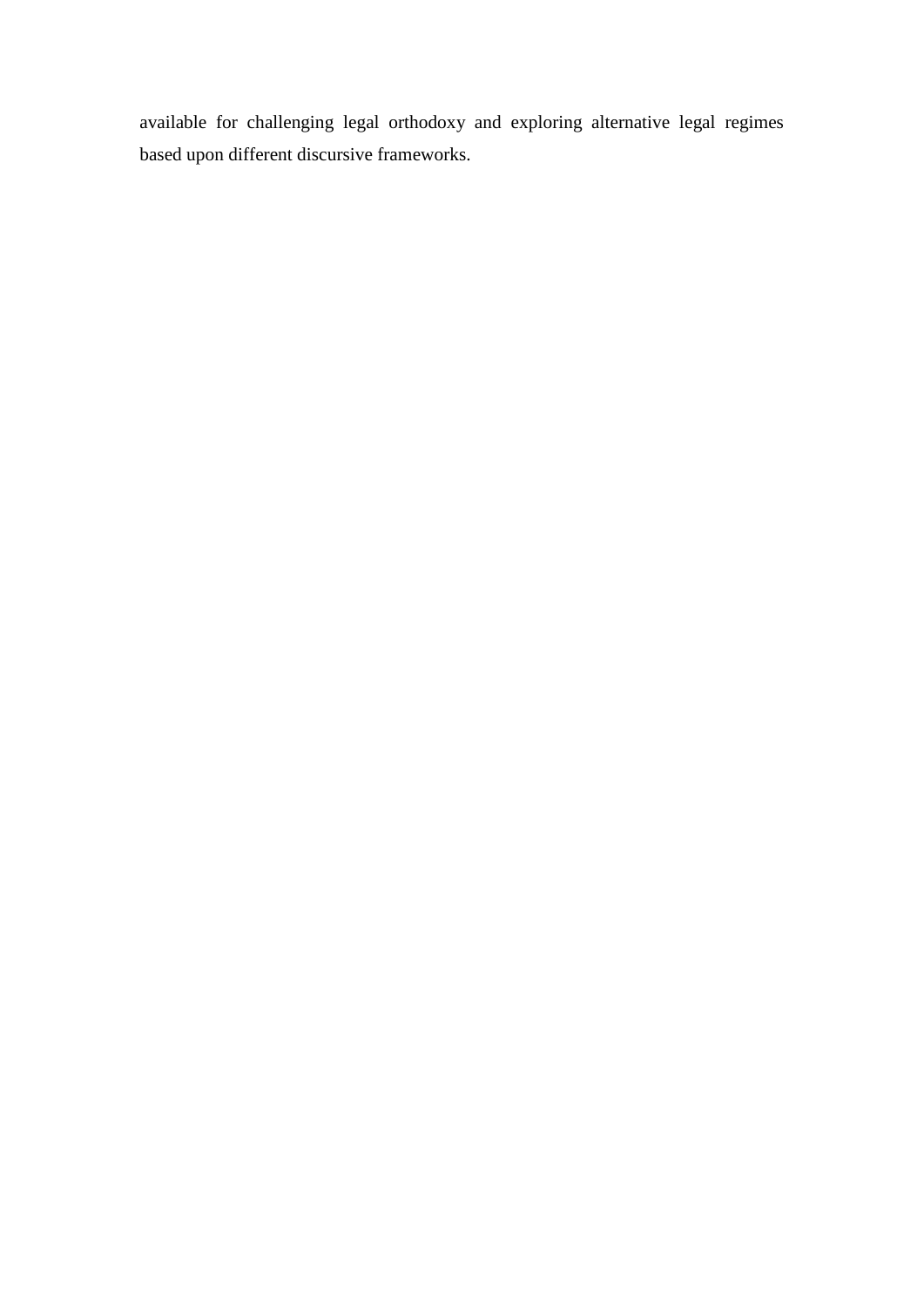available for challenging legal orthodoxy and exploring alternative legal regimes based upon different discursive frameworks.